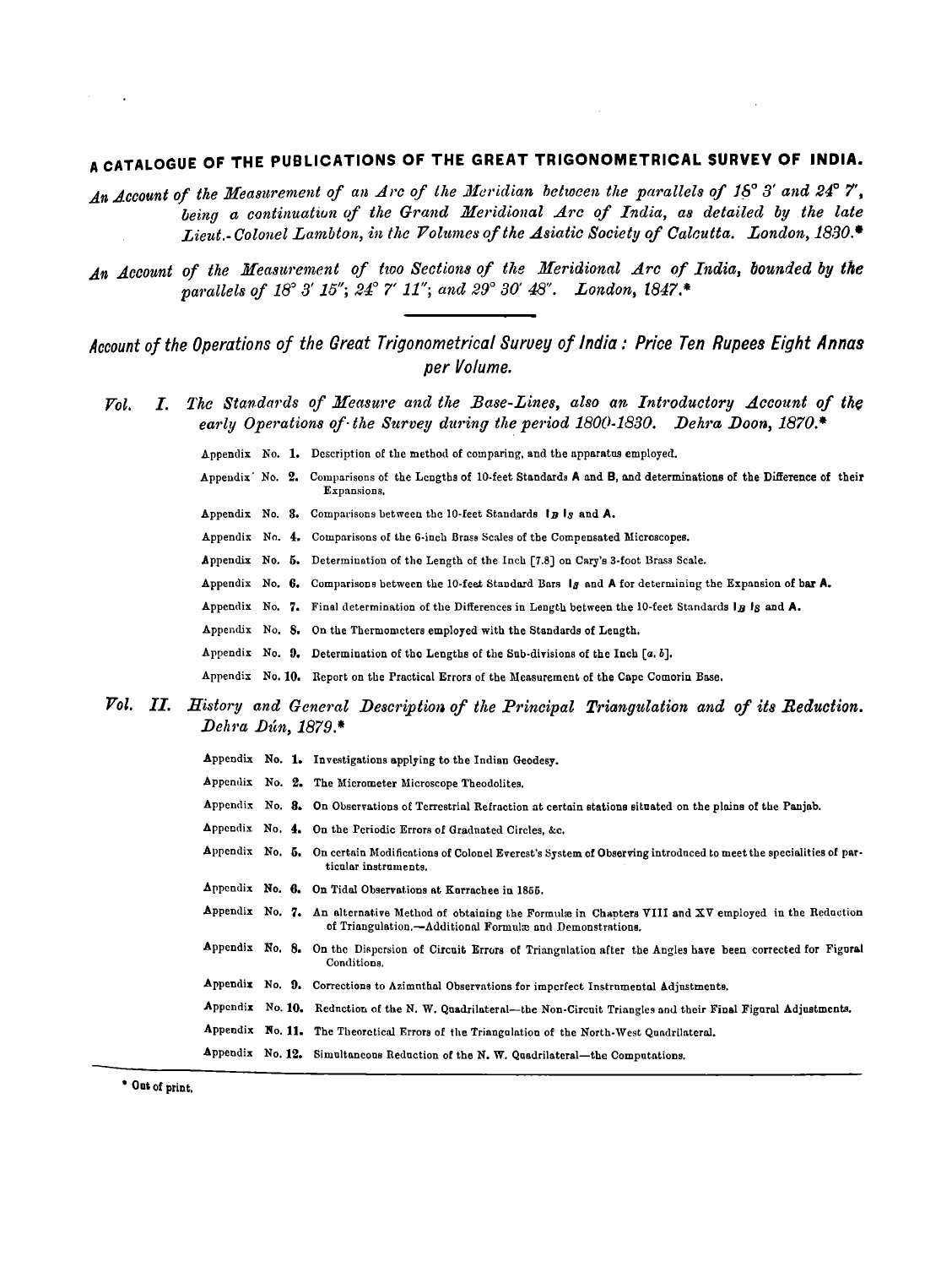# A CATALOGUE OF THE PUBLICATIONS OF THE GREAT TRIGONOMETRICAL SURVEY OF INDIA.

*An Account of the Measurement of an Arc of the Meridian between the parallels of 18° 3' and 24° 7', being a continuation of the Grand Meridional Arc of India, as detailed by the late Lieut.-Colonel Lambton, in the Volumes of the Asiatic Society of Calcutta. London, 1830.**

*An Account of the Measurement of two Sections of the Meridional Arc of India, bounded by the parallels of 18° 3' 15"; 24° 7' 11"; and 29° 30' 48". London, 1847.**

---

## *Account of the Operations of the Great Trigonometrical Survey of India: Price Ten Rupees Eight Annas per Volume.*

*Vol. I. The Standards of Measure and the Base-Lines, also an Introductory Account of the early Operations of the Survey during the period 1800-1830. Dehra Doon, 1870.**

- Appendix No. **1.** Description of the method of comparing, and the apparatus employed.
- Appendix No. **2.** Comparisons of the Lengths of 10-feet Standards **A** and **B**, and determinations of the Difference of their Expansions.
- Appendix No. **3.** Comparisons between the 10-feet Standards $I_B$ $I_S$ and **A**.
- Appendix No. **4.** Comparisons of the 6-inch Brass Scales of the Compensated Microscopes.
- Appendix No. **5.** Determination of the Length of the Inch [7.8] on Cary's 3-foot Brass Scale.
- Appendix No. **6.** Comparisons between the 10-feet Standard Bars $I_S$ and **A** for determining the Expansion of **bar A.**
- Appendix No. **7.** Final determination of the Differences in Length between the 10-feet Standards $I_B$ $I_S$ and **A.**
- Appendix No. **8.** On the Thermometers employed with the Standards of Length.
- Appendix No. **9.** Determination of the Lengths of the Sub-divisions of the Inch [*a*, *b*].
- Appendix No. **10.** Report on the Practical Errors of the Measurement of the Cape Comorin Base.

*Vol. II. History and General Description of the Principal Triangulation and of its Reduction. Dehra Dún, 1879.**

- Appendix No. **1.** Investigations applying to the Indian Geodesy.
- Appendix No. **2.** The Micrometer Microscope Theodolites.
- Appendix No. **3.** On Observations of Terrestrial Refraction at certain stations situated on the plains of the Panjab.
- Appendix No. **4.** On the Periodic Errors of Graduated Circles, &c.
- Appendix No. **5.** On certain Modifications of Colonel Everest's System of Observing introduced to meet the specialities of particular instruments.
- Appendix No. **6.** On Tidal Observations at Kurrachee in 1855.
- Appendix No. **7.** An alternative Method of obtaining the Formulæ in Chapters VIII and XV employed in the Reduction of Triangulation.—Additional Formulæ and Demonstrations.
- Appendix No. **8.** On the Dispersion of Circuit Errors of Triangulation after the Angles have been corrected for Figural Conditions.
- Appendix No. **9.** Corrections to Azimuthal Observations for imperfect Instrumental Adjustments.
- Appendix No. **10.** Reduction of the N. W. Quadrilateral—the Non-Circuit Triangles and their Final Figural Adjustments.
- Appendix No. **11.** The Theoretical Errors of the Triangulation of the North-West Quadrilateral.
- Appendix No. **12.** Simultaneous Reduction of the N. W. Quadrilateral—the Computations.

---

\* Out of print.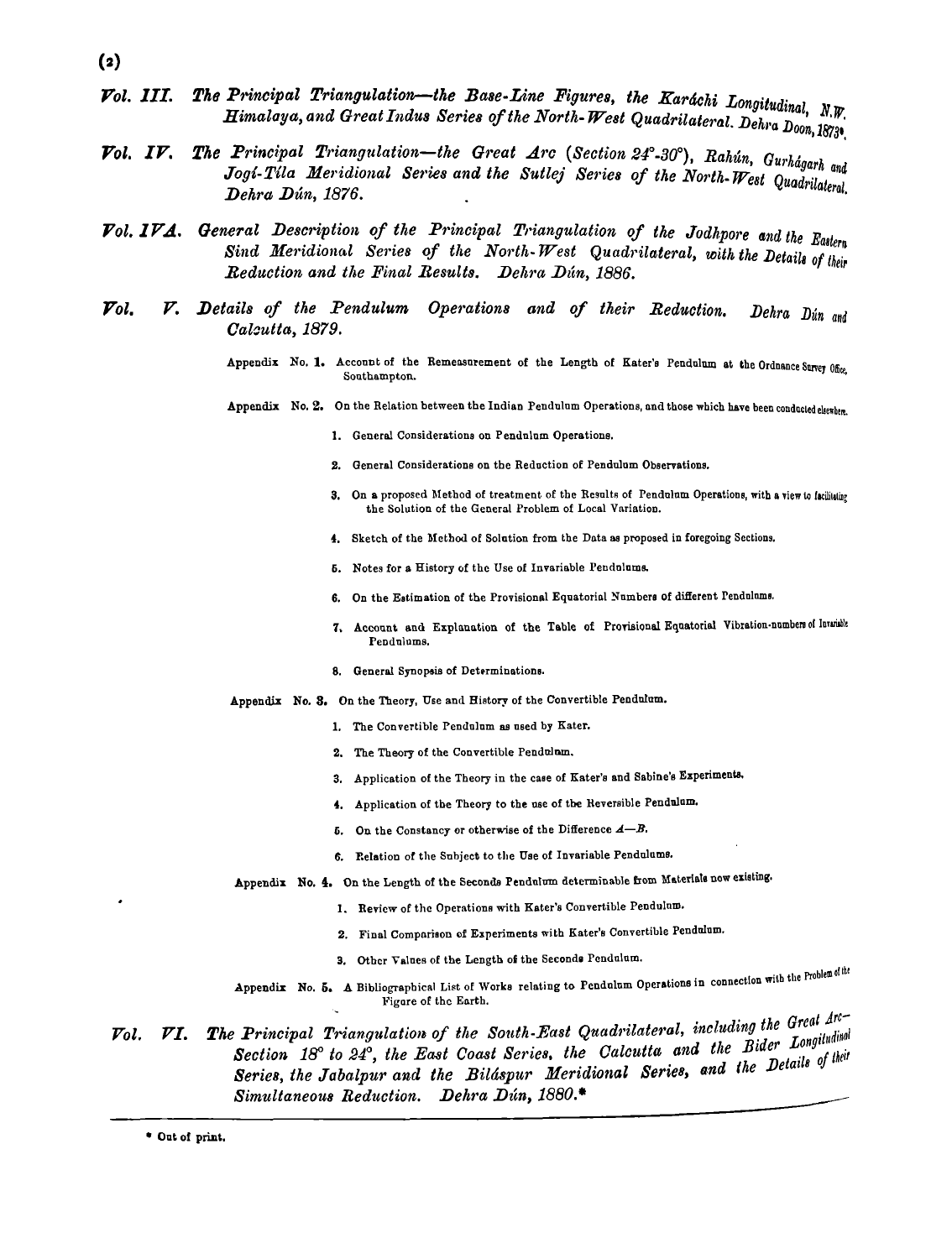**Vol. III.** *The Principal Triangulation—the Base-Line Figures, the Karáchi Longitudinal, N.W. Himalaya, and Great Indus Series of the North-West Quadrilateral. Dehra Doon, 1873*.*

**Vol. IV.** *The Principal Triangulation—the Great Arc (Section 24°-30°), Rahún, Gurhágarh and Jogí-Tíla Meridional Series and the Sutlej Series of the North-West Quadrilateral. Dehra Dún, 1876.*

**Vol. IVA.** *General Description of the Principal Triangulation of the Jodhpore and the Eastern Sind Meridional Series of the North-West Quadrilateral, with the Details of their Reduction and the Final Results. Dehra Dún, 1886.*

**Vol. V.** *Details of the Pendulum Operations and of their Reduction. Dehra Dún and Calcutta, 1879.*

Appendix No. 1. Account of the Remeasurement of the Length of Kater's Pendulum at the Ordnance Survey Office, Southampton.

Appendix No. 2. On the Relation between the Indian Pendulum Operations, and those which have been conducted elsewhere.

1. General Considerations on Pendulum Operations.
2. General Considerations on the Reduction of Pendulum Observations.
3. On a proposed Method of treatment of the Results of Pendulum Operations, with a view to facilitating the Solution of the General Problem of Local Variation.
4. Sketch of the Method of Solution from the Data as proposed in foregoing Sections.
5. Notes for a History of the Use of Invariable Pendulums.
6. On the Estimation of the Provisional Equatorial Numbers of different Pendulums.
7. Account and Explanation of the Table of Provisional Equatorial Vibration-numbers of Invariable Pendulums.
8. General Synopsis of Determinations.

Appendix No. 3. On the Theory, Use and History of the Convertible Pendulum.

1. The Convertible Pendulum as used by Kater.
2. The Theory of the Convertible Pendulum.
3. Application of the Theory in the case of Kater's and Sabine's Experiments.
4. Application of the Theory to the use of the Reversible Pendulum.
5. On the Constancy or otherwise of the Difference $A-B$.
6. Relation of the Subject to the Use of Invariable Pendulums.

Appendix No. 4. On the Length of the Seconds Pendulum determinable from Materials now existing.

1. Review of the Operations with Kater's Convertible Pendulum.
2. Final Comparison of Experiments with Kater's Convertible Pendulum.
3. Other Values of the Length of the Seconds Pendulum.

Appendix No. 5. A Bibliographical List of Works relating to Pendulum Operations in connection with the Problem of the Figure of the Earth.

**Vol. VI.** *The Principal Triangulation of the South-East Quadrilateral, including the Great Arc—Section 18° to 24°, the East Coast Series, the Calcutta and the Bider Longitudinal Series, the Jabalpur and the Biláspur Meridional Series, and the Details of their Simultaneous Reduction. Dehra Dún, 1880.**

\* Out of print.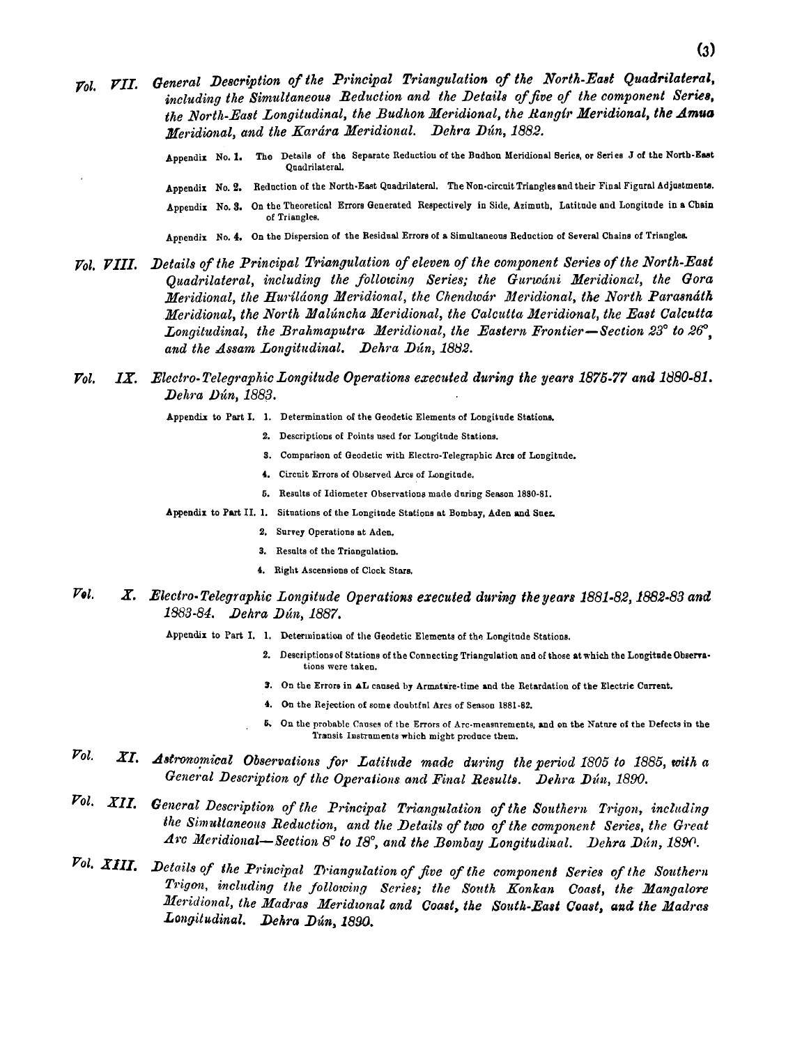*Vol. VII. General Description of the Principal Triangulation of the North-East Quadrilateral, including the Simultaneous Reduction and the Details of five of the component Series, the North-East Longitudinal, the Budhon Meridional, the Rangir Meridional, the Amua Meridional, and the Karára Meridional. Dehra Dún, 1882.*

- Appendix No. 1. The Details of the Separate Reduction of the Budhon Meridional Series, or Series J of the North-East Quadrilateral.
- Appendix No. 2. Reduction of the North-East Quadrilateral. The Non-circuit Triangles and their Final Figural Adjustments.
- Appendix No. 3. On the Theoretical Errors Generated Respectively in Side, Azimuth, Latitude and Longitude in a Chain of Triangles.
- Appendix No. 4. On the Dispersion of the Residual Errors of a Simultaneous Reduction of Several Chains of Triangles.

*Vol. VIII. Details of the Principal Triangulation of eleven of the component Series of the North-East Quadrilateral, including the following Series; the Gurwáni Meridional, the Gora Meridional, the Huriláong Meridional, the Chendwár Meridional, the North Parasnáth Meridional, the North Malúncha Meridional, the Calcutta Meridional, the East Calcutta Longitudinal, the Brahmaputra Meridional, the Eastern Frontier—Section 23° to 26°, and the Assam Longitudinal. Dehra Dún, 1882.*

*Vol. IX. Electro-Telegraphic Longitude Operations executed during the years 1875-77 and 1880-81. Dehra Dún, 1883.*

Appendix to Part I.
1. Determination of the Geodetic Elements of Longitude Stations.
2. Descriptions of Points used for Longitude Stations.
3. Comparison of Geodetic with Electro-Telegraphic Arcs of Longitude.
4. Circuit Errors of Observed Arcs of Longitude.
5. Results of Idiometer Observations made during Season 1880-81.

Appendix to Part II.
1. Situations of the Longitude Stations at Bombay, Aden and Suez.
2. Survey Operations at Aden.
3. Results of the Triangulation.
4. Right Ascensions of Clock Stars.

*Vol. X. Electro-Telegraphic Longitude Operations executed during the years 1881-82, 1882-83 and 1883-84. Dehra Dún, 1887.*

Appendix to Part I.
1. Determination of the Geodetic Elements of the Longitude Stations.
2. Descriptions of Stations of the Connecting Triangulation and of those at which the Longitude Observations were taken.
3. On the Errors in ΔL caused by Armature-time and the Retardation of the Electric Current.
4. On the Rejection of some doubtful Arcs of Season 1881-82.
5. On the probable Causes of the Errors of Arc-measurements, and on the Nature of the Defects in the Transit Instruments which might produce them.

*Vol. XI. Astronomical Observations for Latitude made during the period 1805 to 1885, with a General Description of the Operations and Final Results. Dehra Dún, 1890.*

*Vol. XII. General Description of the Principal Triangulation of the Southern Trigon, including the Simultaneous Reduction, and the Details of two of the component Series, the Great Arc Meridional—Section 8° to 18°, and the Bombay Longitudinal. Dehra Dún, 1890.*

*Vol. XIII. Details of the Principal Triangulation of five of the component Series of the Southern Trigon, including the following Series; the South Konkan Coast, the Mangalore Meridional, the Madras Meridional and Coast, the South-East Coast, and the Madras Longitudinal. Dehra Dún, 1890.*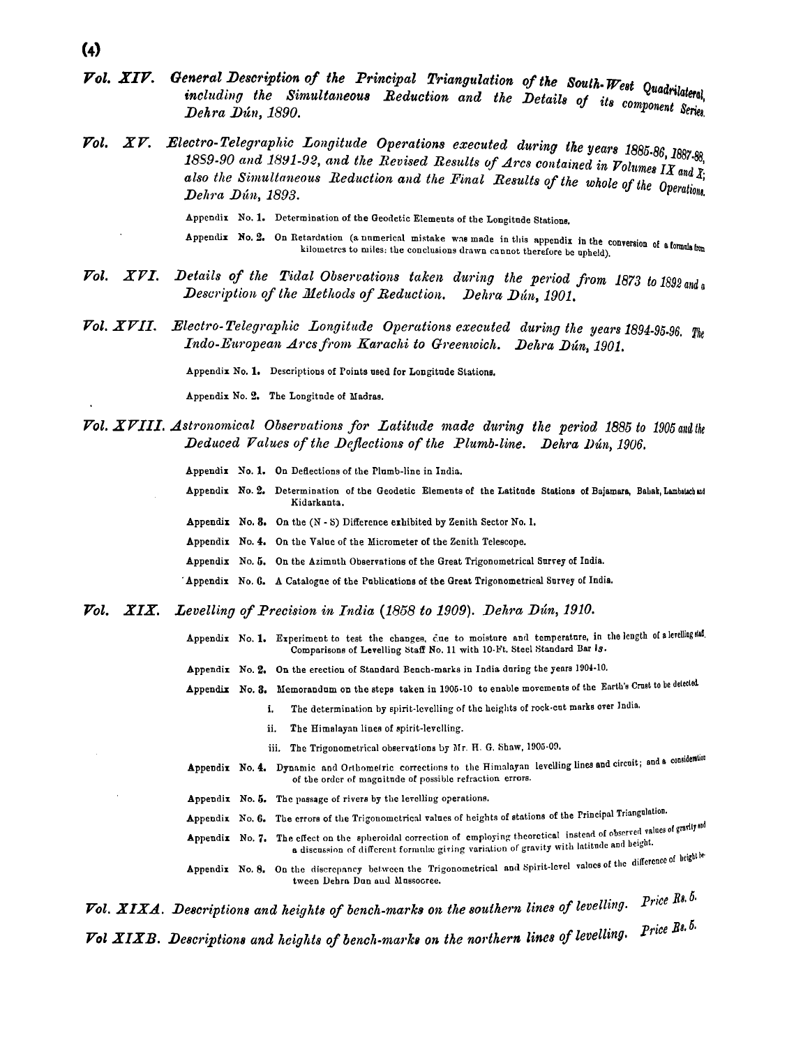***Vol. XIV.*** *General Description of the Principal Triangulation of the South-West Quadrilateral, including the Simultaneous Reduction and the Details of its component Series. Dehra Dún, 1890.*

***Vol. XV.*** *Electro-Telegraphic Longitude Operations executed during the years 1885-86, 1887-88, 1889-90 and 1891-92, and the Revised Results of Arcs contained in Volumes IX and X; also the Simultaneous Reduction and the Final Results of the whole of the Operations. Dehra Dún, 1893.*

Appendix No. 1. Determination of the Geodetic Elements of the Longitude Stations.

Appendix No. 2. On Retardation (a numerical mistake was made in this appendix in the conversion of a formula from kilometres to miles: the conclusions drawn cannot therefore be upheld).

***Vol. XVI.*** *Details of the Tidal Observations taken during the period from 1873 to 1892 and a Description of the Methods of Reduction. Dehra Dún, 1901.*

***Vol. XVII.*** *Electro-Telegraphic Longitude Operations executed during the years 1894-95-96. The Indo-European Arcs from Karachi to Greenwich. Dehra Dún, 1901.*

Appendix No. 1. Descriptions of Points used for Longitude Stations.

Appendix No. 2. The Longitude of Madras.

***Vol. XVIII.*** *Astronomical Observations for Latitude made during the period 1885 to 1905 and the Deduced Values of the Deflections of the Plumb-line. Dehra Dún, 1906.*

Appendix No. 1. On Deflections of the Plumb-line in India.

Appendix No. 2. Determination of the Geodetic Elements of the Latitude Stations of Bajamara, Babak, Lambatach and Kidarkanta.

Appendix No. 3. On the (N - S) Difference exhibited by Zenith Sector No. 1.

Appendix No. 4. On the Value of the Micrometer of the Zenith Telescope.

Appendix No. 5. On the Azimuth Observations of the Great Trigonometrical Survey of India.

Appendix No. 6. A Catalogue of the Publications of the Great Trigonometrical Survey of India.

***Vol. XIX.*** *Levelling of Precision in India (1858 to 1909). Dehra Dún, 1910.*

Appendix No. 1. Experiment to test the changes, due to moisture and temperature, in the length of a levelling staff. Comparisons of Levelling Staff No. 11 with 10-Ft. Steel Standard Bar $I_S$.

Appendix No. 2. On the erection of Standard Bench-marks in India during the years 1904-10.

Appendix No. 3. Memorandum on the steps taken in 1905-10 to enable movements of the Earth's Crust to be detected.

- i. The determination by spirit-levelling of the heights of rock-cut marks over India.
- ii. The Himalayan lines of spirit-levelling.
- iii. The Trigonometrical observations by Mr. H. G. Shaw, 1905-09.

Appendix No. 4. Dynamic and Orthometric corrections to the Himalayan levelling lines and circuit; and a consideration of the order of magnitude of possible refraction errors.

Appendix No. 5. The passage of rivers by the levelling operations.

Appendix No. 6. The errors of the Trigonometrical values of heights of stations of the Principal Triangulation.

Appendix No. 7. The effect on the spheroidal correction of employing theoretical instead of observed values of gravity and a discussion of different formulæ giving variation of gravity with latitude and height.

Appendix No. 8. On the discrepancy between the Trigonometrical and Spirit-level values of the difference of height between Dehra Dun and Mussooree.

***Vol. XIXA.*** *Descriptions and heights of bench-marks on the southern lines of levelling.* *Price Rs. 5.*

***Vol XIXB.*** *Descriptions and heights of bench-marks on the northern lines of levelling.* *Price Rs. 5.*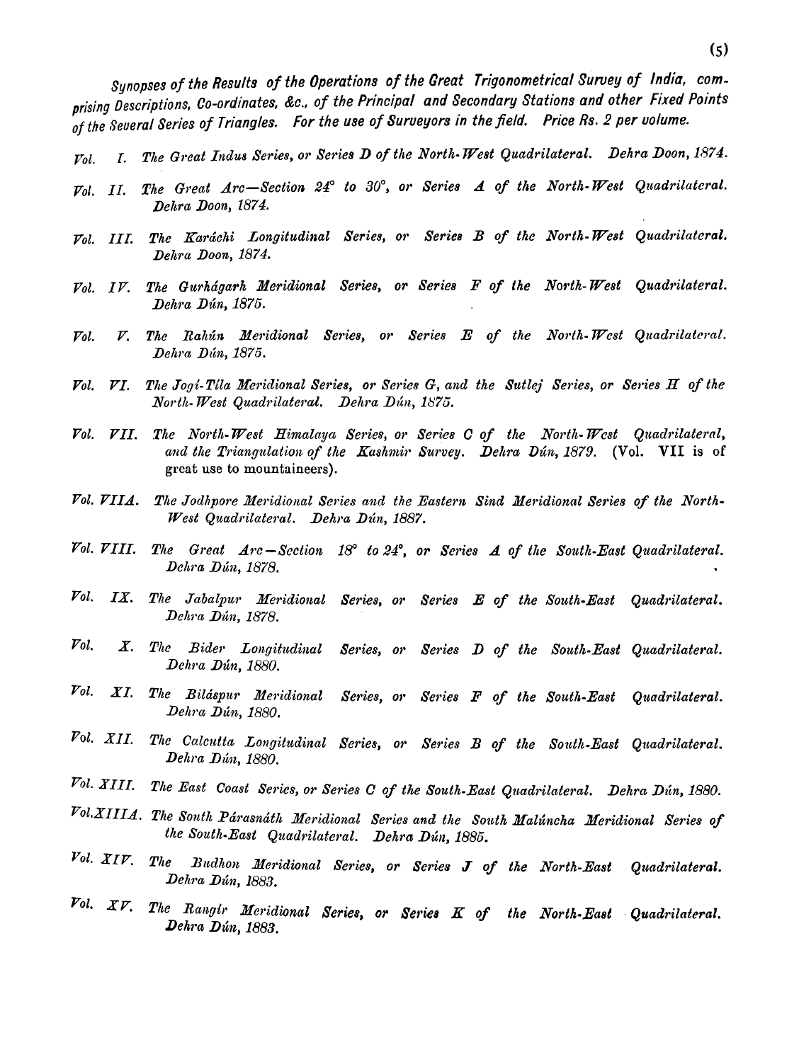*Synopses of the Results of the Operations of the Great Trigonometrical Survey of India, comprising Descriptions, Co-ordinates, &c., of the Principal and Secondary Stations and other Fixed Points of the Several Series of Triangles. For the use of Surveyors in the field. Price Rs. 2 per volume.*

*Vol. I. The Great Indus Series, or Series D of the North-West Quadrilateral. Dehra Doon, 1874.*

*Vol. II. The Great Arc—Section 24° to 30°, or Series A of the North-West Quadrilateral. Dehra Doon, 1874.*

*Vol. III. The Karáchi Longitudinal Series, or Series B of the North-West Quadrilateral. Dehra Doon, 1874.*

*Vol. IV. The Gurhágarh Meridional Series, or Series F of the North-West Quadrilateral. Dehra Dún, 1875.*

*Vol. V. The Rahún Meridional Series, or Series E of the North-West Quadrilateral. Dehra Dún, 1875.*

*Vol. VI. The Jogí-Tíla Meridional Series, or Series G, and the Sutlej Series, or Series H of the North-West Quadrilateral. Dehra Dún, 1875.*

*Vol. VII. The North-West Himalaya Series, or Series C of the North-West Quadrilateral, and the Triangulation of the Kashmir Survey. Dehra Dún, 1879.* (Vol. VII is of great use to mountaineers).

*Vol. VIIA. The Jodhpore Meridional Series and the Eastern Sind Meridional Series of the North-West Quadrilateral. Dehra Dún, 1887.*

*Vol. VIII. The Great Arc—Section 18° to 24°, or Series A of the South-East Quadrilateral. Dehra Dún, 1878.*

*Vol. IX. The Jabalpur Meridional Series, or Series E of the South-East Quadrilateral. Dehra Dún, 1878.*

*Vol. X. The Bider Longitudinal Series, or Series D of the South-East Quadrilateral. Dehra Dún, 1880.*

*Vol. XI. The Biláspur Meridional Series, or Series F of the South-East Quadrilateral. Dehra Dún, 1880.*

*Vol. XII. The Calcutta Longitudinal Series, or Series B of the South-East Quadrilateral. Dehra Dún, 1880.*

*Vol. XIII. The East Coast Series, or Series C of the South-East Quadrilateral. Dehra Dún, 1880.*

*Vol. XIIIA. The South Párasnáth Meridional Series and the South Malúncha Meridional Series of the South-East Quadrilateral. Dehra Dún, 1885.*

*Vol. XIV. The Budhon Meridional Series, or Series J of the North-East Quadrilateral. Dehra Dún, 1883.*

*Vol. XV. The Rangír Meridional Series, or Series K of the North-East Quadrilateral. Dehra Dún, 1883.*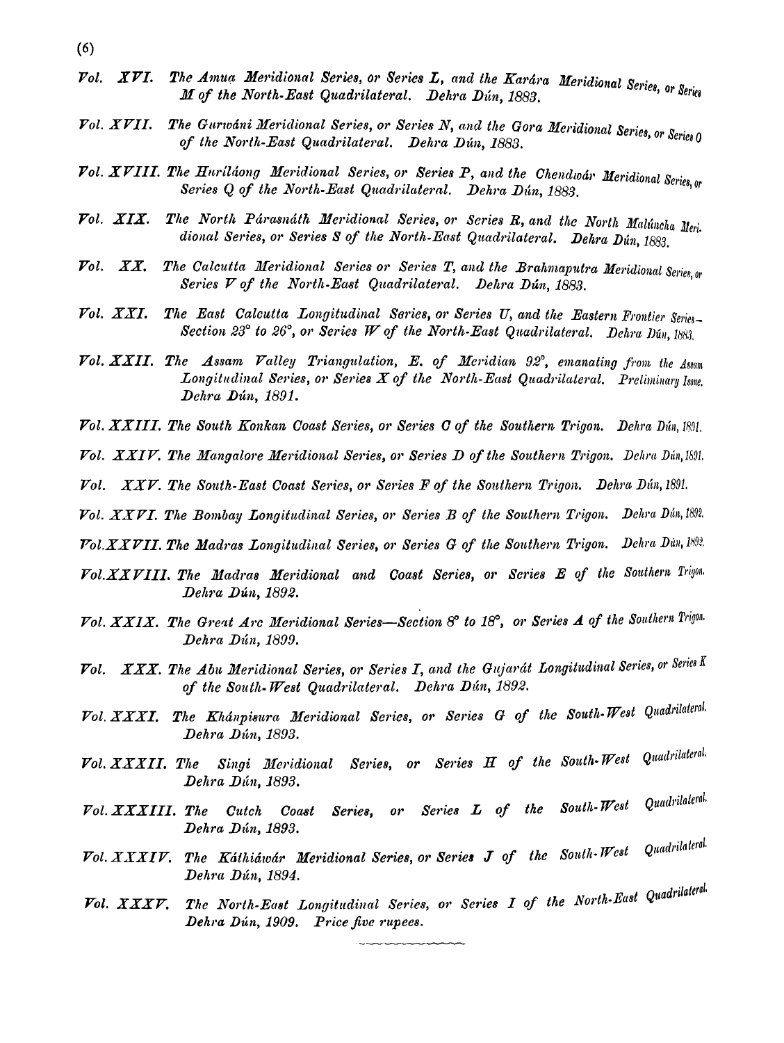*Vol. XVI. The Amua Meridional Series, or Series L, and the Karára Meridional Series, or Series M of the North-East Quadrilateral. Dehra Dún, 1883.*

*Vol. XVII. The Gurwáni Meridional Series, or Series N, and the Gora Meridional Series, or Series O of the North-East Quadrilateral. Dehra Dún, 1883.*

*Vol. XVIII. The Huriláong Meridional Series, or Series P, and the Chendwár Meridional Series, or Series Q of the North-East Quadrilateral. Dehra Dún, 1883.*

*Vol. XIX. The North Párasnáth Meridional Series, or Series R, and the North Malúncha Meridional Series, or Series S of the North-East Quadrilateral. Dehra Dún, 1883.*

*Vol. XX. The Calcutta Meridional Series or Series T, and the Brahmaputra Meridional Series, or Series V of the North-East Quadrilateral. Dehra Dún, 1883.*

*Vol. XXI. The East Calcutta Longitudinal Series, or Series U, and the Eastern Frontier Series—Section 23° to 26°, or Series W of the North-East Quadrilateral. Dehra Dún, 1883.*

*Vol. XXII. The Assam Valley Triangulation, E. of Meridian 92°, emanating from the Assam Longitudinal Series, or Series X of the North-East Quadrilateral. Preliminary Issue. Dehra Dún, 1891.*

*Vol. XXIII. The South Konkan Coast Series, or Series C of the Southern Trigon. Dehra Dún, 1891.*

*Vol. XXIV. The Mangalore Meridional Series, or Series D of the Southern Trigon. Dehra Dún, 1891.*

*Vol. XXV. The South-East Coast Series, or Series F of the Southern Trigon. Dehra Dún, 1891.*

*Vol. XXVI. The Bombay Longitudinal Series, or Series B of the Southern Trigon. Dehra Dún, 1892.*

*Vol. XXVII. The Madras Longitudinal Series, or Series G of the Southern Trigon. Dehra Dún, 1892.*

*Vol. XXVIII. The Madras Meridional and Coast Series, or Series E of the Southern Trigon. Dehra Dún, 1892.*

*Vol. XXIX. The Great Arc Meridional Series—Section 8° to 18°, or Series A of the Southern Trigon. Dehra Dún, 1899.*

*Vol. XXX. The Abu Meridional Series, or Series I, and the Gujarát Longitudinal Series, or Series K of the South-West Quadrilateral. Dehra Dún, 1892.*

*Vol. XXXI. The Khánpisura Meridional Series, or Series G of the South-West Quadrilateral. Dehra Dún, 1893.*

*Vol. XXXII. The Singi Meridional Series, or Series H of the South-West Quadrilateral. Dehra Dún, 1893.*

*Vol. XXXIII. The Cutch Coast Series, or Series L of the South-West Quadrilateral. Dehra Dún, 1893.*

*Vol. XXXIV. The Káthiáwár Meridional Series, or Series J of the South-West Quadrilateral. Dehra Dún, 1894.*

*Vol. XXXV. The North-East Longitudinal Series, or Series I of the North-East Quadrilateral. Dehra Dún, 1909. Price five rupees.*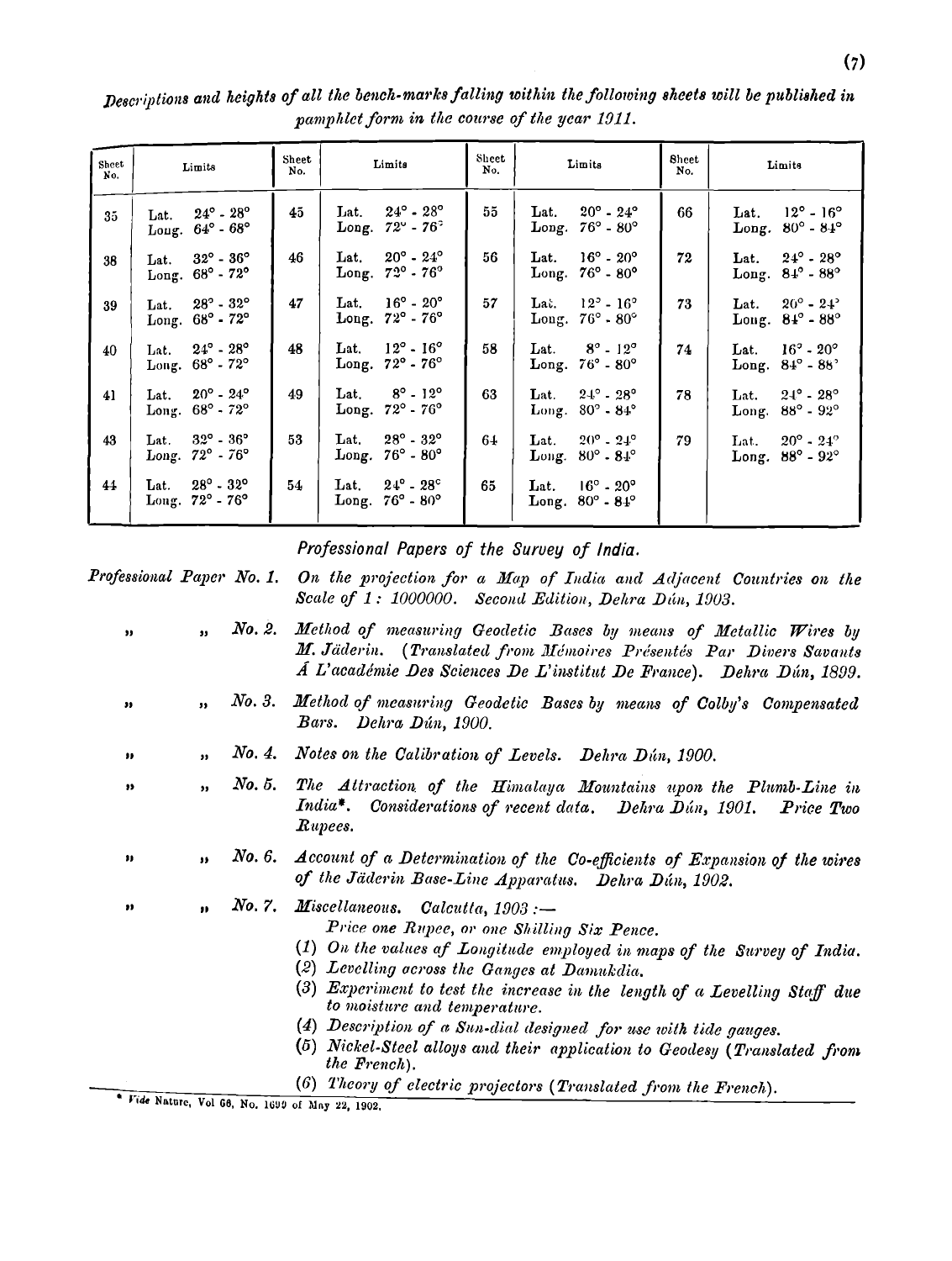*Descriptions and heights of all the bench-marks falling within the following sheets will be published in pamphlet form in the course of the year 1911.*

| Sheet No. | Limits | Sheet No. | Limits | Sheet No. | Limits | Sheet No. | Limits |
|---|---|---|---|---|---|---|---|
| 35 | Lat. 24° - 28° Long. 64° - 68° | 45 | Lat. 24° - 28° Long. 72° - 76° | 55 | Lat. 20° - 24° Long. 76° - 80° | 66 | Lat. 12° - 16° Long. 80° - 84° |
| 38 | Lat. 32° - 36° Long. 68° - 72° | 46 | Lat. 20° - 24° Long. 72° - 76° | 56 | Lat. 16° - 20° Long. 76° - 80° | 72 | Lat. 24° - 28° Long. 84° - 88° |
| 39 | Lat. 28° - 32° Long. 68° - 72° | 47 | Lat. 16° - 20° Long. 72° - 76° | 57 | Lat. 12° - 16° Long. 76° - 80° | 73 | Lat. 20° - 24° Long. 84° - 88° |
| 40 | Lat. 24° - 28° Long. 68° - 72° | 48 | Lat. 12° - 16° Long. 72° - 76° | 58 | Lat. 8° - 12° Long. 76° - 80° | 74 | Lat. 16° - 20° Long. 84° - 88° |
| 41 | Lat. 20° - 24° Long. 68° - 72° | 49 | Lat. 8° - 12° Long. 72° - 76° | 63 | Lat. 24° - 28° Long. 80° - 84° | 78 | Lat. 24° - 28° Long. 88° - 92° |
| 43 | Lat. 32° - 36° Long. 72° - 76° | 53 | Lat. 28° - 32° Long. 76° - 80° | 64 | Lat. 20° - 24° Long. 80° - 84° | 79 | Lat. 20° - 24° Long. 88° - 92° |
| 44 | Lat. 28° - 32° Long. 72° - 76° | 54 | Lat. 24° - 28° Long. 76° - 80° | 65 | Lat. 16° - 20° Long. 80° - 84° | | |

## *Professional Papers of the Survey of India.*

*Professional Paper No. 1.* *On the projection for a Map of India and Adjacent Countries on the Scale of 1 : 1000000. Second Edition, Dehra Dún, 1903.*

" " *No. 2.* *Method of measuring Geodetic Bases by means of Metallic Wires by M. Jäderin. (Translated from Mémoires Présentés Par Divers Savants Á L'académie Des Sciences De L'institut De France). Dehra Dún, 1899.*

" " *No. 3.* *Method of measuring Geodetic Bases by means of Colby's Compensated Bars. Dehra Dún, 1900.*

" " *No. 4.* *Notes on the Calibration of Levels. Dehra Dún, 1900.*

" " *No. 5.* *The Attraction of the Himalaya Mountains upon the Plumb-Line in India\*. Considerations of recent data. Dehra Dún, 1901. Price Two Rupees.*

" " *No. 6.* *Account of a Determination of the Co-efficients of Expansion of the wires of the Jäderin Base-Line Apparatus. Dehra Dún, 1902.*

" " *No. 7.* *Miscellaneous. Calcutta, 1903 :—*

*Price one Rupee, or one Shilling Six Pence.*

(1) *On the values af Longitude employed in maps of the Survey of India.*
(2) *Levelling across the Ganges at Damukdia.*
(3) *Experiment to test the increase in the length of a Levelling Staff due to moisture and temperature.*
(4) *Description of a Sun-dial designed for use with tide gauges.*
(5) *Nickel-Steel alloys and their application to Geodesy (Translated from the French).*
(6) *Theory of electric projectors (Translated from the French).*

\* *Vide* Nature, Vol 66, No. 1699 of May 22, 1902.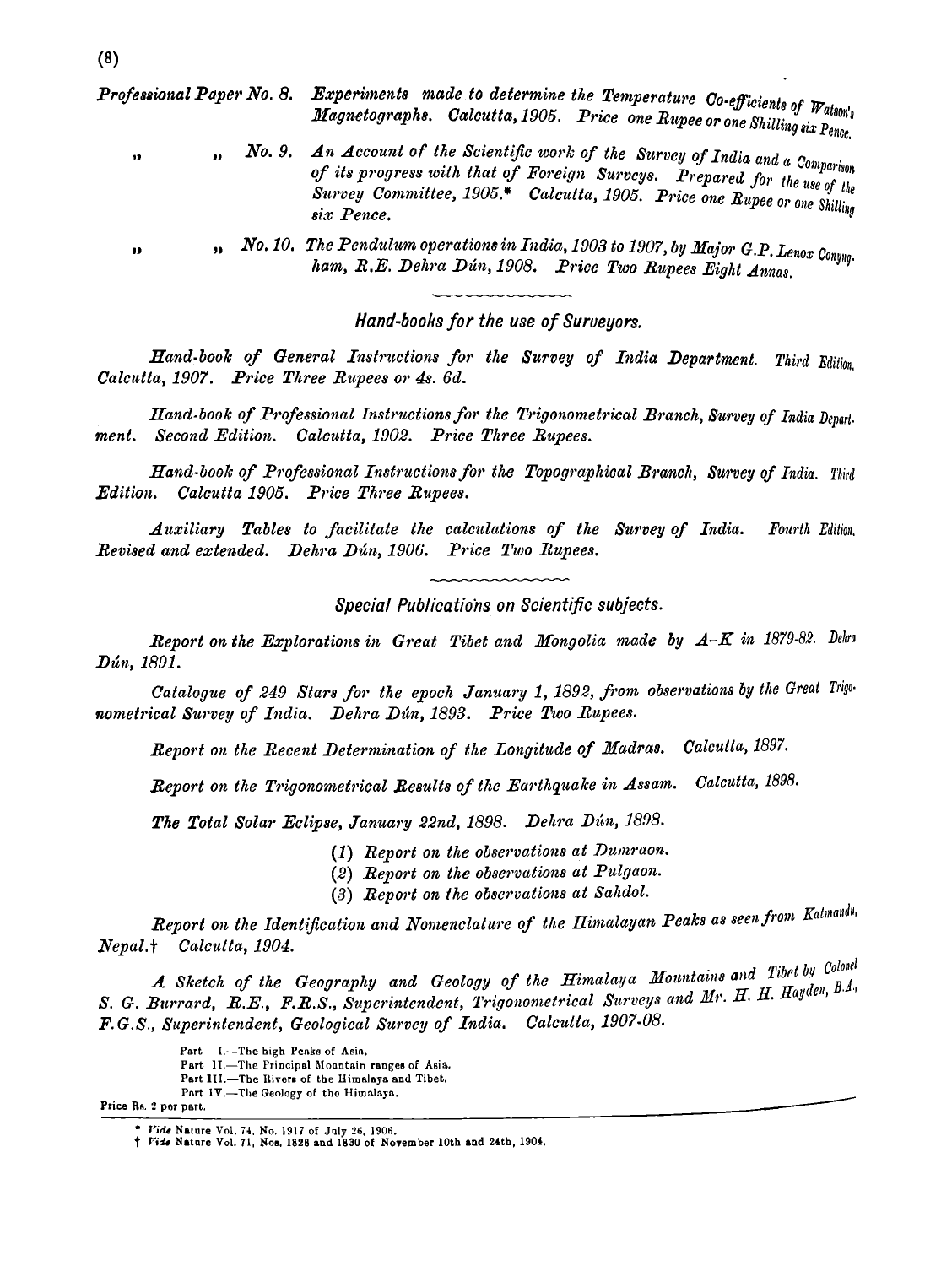*Professional Paper No. 8.* *Experiments made to determine the Temperature Co-efficients of Watson's Magnetographs. Calcutta, 1905. Price one Rupee or one Shilling six Pence.*

" " *No. 9.* *An Account of the Scientific work of the Survey of India and a Comparison of its progress with that of Foreign Surveys. Prepared for the use of the Survey Committee, 1905.\* Calcutta, 1905. Price one Rupee or one Shilling six Pence.*

" " *No. 10.* *The Pendulum operations in India, 1903 to 1907, by Major G.P. Lenox Conyngham, R.E. Dehra Dún, 1908. Price Two Rupees Eight Annas.*

## Hand-books for the use of Surveyors.

*Hand-book of General Instructions for the Survey of India Department. Third Edition. Calcutta, 1907. Price Three Rupees or 4s. 6d.*

*Hand-book of Professional Instructions for the Trigonometrical Branch, Survey of India Department. Second Edition. Calcutta, 1902. Price Three Rupees.*

*Hand-book of Professional Instructions for the Topographical Branch, Survey of India. Third Edition. Calcutta 1905. Price Three Rupees.*

*Auxiliary Tables to facilitate the calculations of the Survey of India. Fourth Edition. Revised and extended. Dehra Dún, 1906. Price Two Rupees.*

## Special Publications on Scientific subjects.

*Report on the Explorations in Great Tibet and Mongolia made by A–K in 1879-82. Dehra Dún, 1891.*

*Catalogue of 249 Stars for the epoch January 1, 1892, from observations by the Great Trigonometrical Survey of India. Dehra Dún, 1893. Price Two Rupees.*

*Report on the Recent Determination of the Longitude of Madras. Calcutta, 1897.*

*Report on the Trigonometrical Results of the Earthquake in Assam. Calcutta, 1898.*

***The Total Solar Eclipse, January 22nd, 1898.*** *Dehra Dún, 1898.*

- (1) *Report on the observations at Dumraon.*
- (2) *Report on the observations at Pulgaon.*
- (3) *Report on the observations at Sahdol.*

*Report on the Identification and Nomenclature of the Himalayan Peaks as seen from Katmandu, Nepal.† Calcutta, 1904.*

*A Sketch of the Geography and Geology of the Himalaya Mountains and Tibet by Colonel S. G. Burrard, R.E., F.R.S., Superintendent, Trigonometrical Surveys and Mr. H. H. Hayden, B.A., F.G.S., Superintendent, Geological Survey of India. Calcutta, 1907-08.*

Part I.—The high Peaks of Asia.
Part II.—The Principal Mountain ranges of Asia.
Part III.—The Rivers of the Himalaya and Tibet.
Part IV.—The Geology of the Himalaya.

Price Rs. 2 per part.

\* *Vide* Nature Vol. 74, No. 1917 of July 26, 1906.
† *Vide* Nature Vol. 71, Nos. 1828 and 1830 of November 10th and 24th, 1904.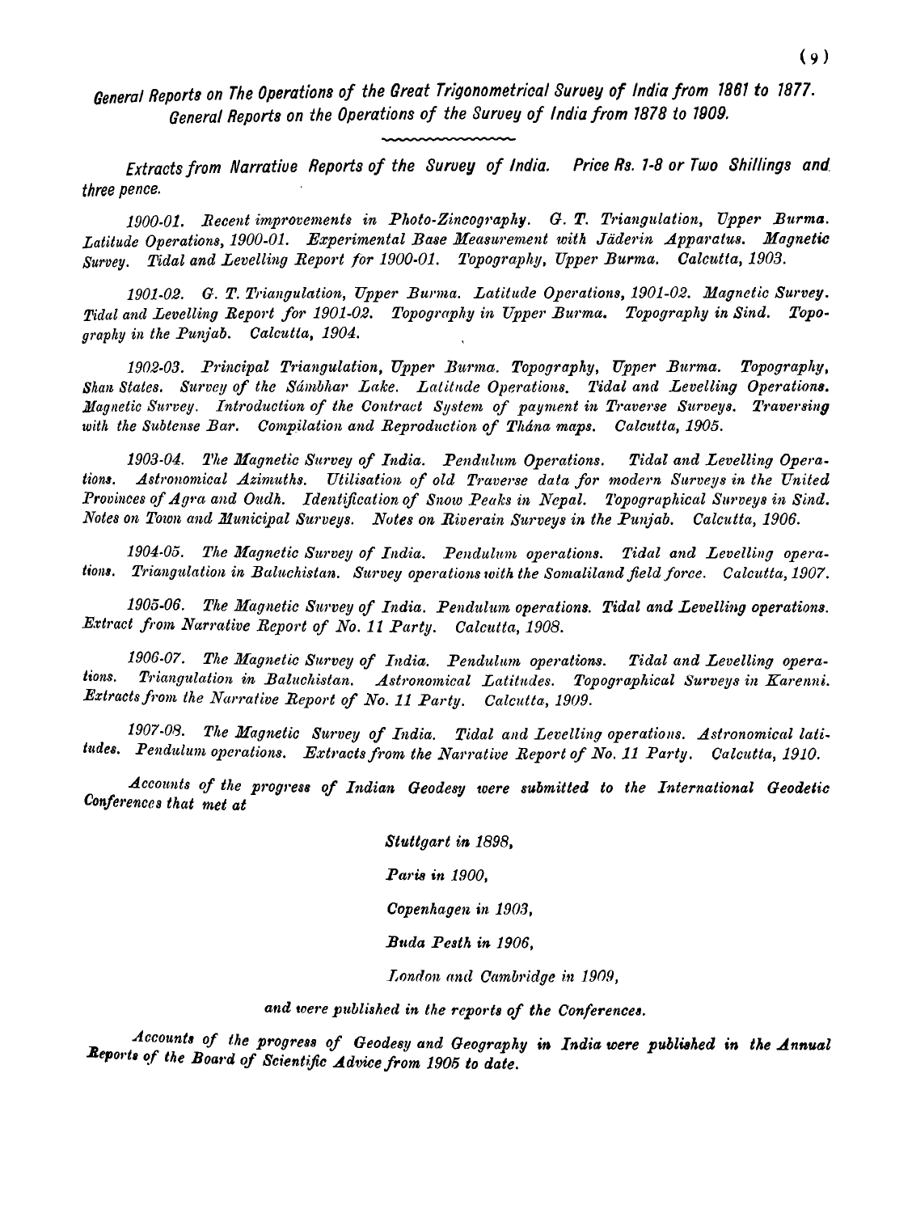*General Reports on The Operations of the Great Trigonometrical Survey of India from 1861 to 1877.*
*General Reports on the Operations of the Survey of India from 1878 to 1909.*

*Extracts from Narrative Reports of the Survey of India. Price Rs. 1-8 or Two Shillings and three pence.*

*1900-01. Recent improvements in Photo-Zincography. G. T. Triangulation, Upper Burma. Latitude Operations, 1900-01. Experimental Base Measurement with Jäderin Apparatus. Magnetic Survey. Tidal and Levelling Report for 1900-01. Topography, Upper Burma. Calcutta, 1903.*

*1901-02. G. T. Triangulation, Upper Burma. Latitude Operations, 1901-02. Magnetic Survey. Tidal and Levelling Report for 1901-02. Topography in Upper Burma. Topography in Sind. Topography in the Punjab. Calcutta, 1904.*

*1902-03. Principal Triangulation, Upper Burma. Topography, Upper Burma. Topography, Shan States. Survey of the Sámbhar Lake. Latitude Operations. Tidal and Levelling Operations. Magnetic Survey. Introduction of the Contract System of payment in Traverse Surveys. Traversing with the Subtense Bar. Compilation and Reproduction of Thána maps. Calcutta, 1905.*

*1903-04. The Magnetic Survey of India. Pendulum Operations. Tidal and Levelling Operations. Astronomical Azimuths. Utilisation of old Traverse data for modern Surveys in the United Provinces of Agra and Oudh. Identification of Snow Peaks in Nepal. Topographical Surveys in Sind. Notes on Town and Municipal Surveys. Notes on Riverain Surveys in the Punjab. Calcutta, 1906.*

*1904-05. The Magnetic Survey of India. Pendulum operations. Tidal and Levelling operations. Triangulation in Baluchistan. Survey operations with the Somaliland field force. Calcutta, 1907.*

*1905-06. The Magnetic Survey of India. Pendulum operations. Tidal and Levelling operations. Extract from Narrative Report of No. 11 Party. Calcutta, 1908.*

*1906-07. The Magnetic Survey of India. Pendulum operations. Tidal and Levelling operations. Triangulation in Baluchistan. Astronomical Latitudes. Topographical Surveys in Karenni. Extracts from the Narrative Report of No. 11 Party. Calcutta, 1909.*

*1907-08. The Magnetic Survey of India. Tidal and Levelling operations. Astronomical latitudes. Pendulum operations. Extracts from the Narrative Report of No. 11 Party. Calcutta, 1910.*

*Accounts of the progress of Indian Geodesy were submitted to the International Geodetic Conferences that met at*

*Stuttgart in 1898,*

*Paris in 1900,*

*Copenhagen in 1903,*

*Buda Pesth in 1906,*

*London and Cambridge in 1909,*

*and were published in the reports of the Conferences.*

*Accounts of the progress of Geodesy and Geography in India were published in the Annual Reports of the Board of Scientific Advice from 1905 to date.*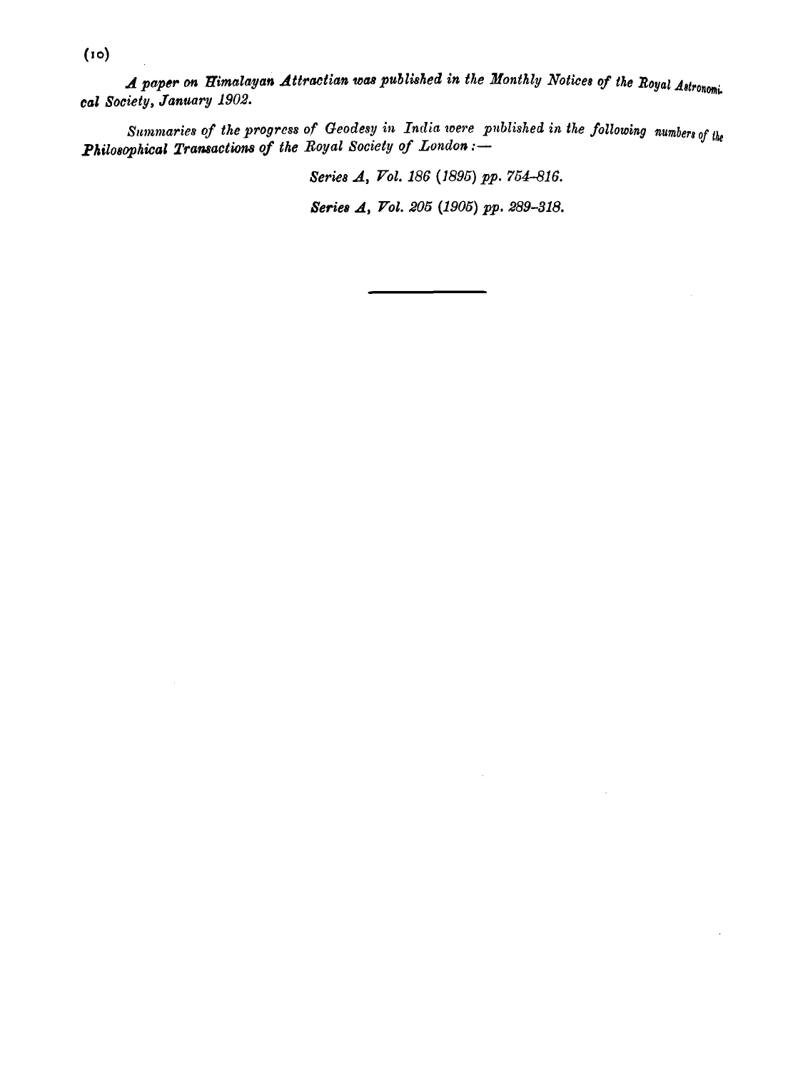*A paper on Himalayan Attractian was published in the Monthly Notices of the Royal Astronomical Society, January 1902.*

*Summaries of the progress of Geodesy in India were published in the following numbers of the **Philosophical Transactions of the Royal Society of London**:—*

*Series A, Vol. 186 (1895) pp. 754–816.*

***Series A**, Vol. 205 (1905) pp. 289–318.*